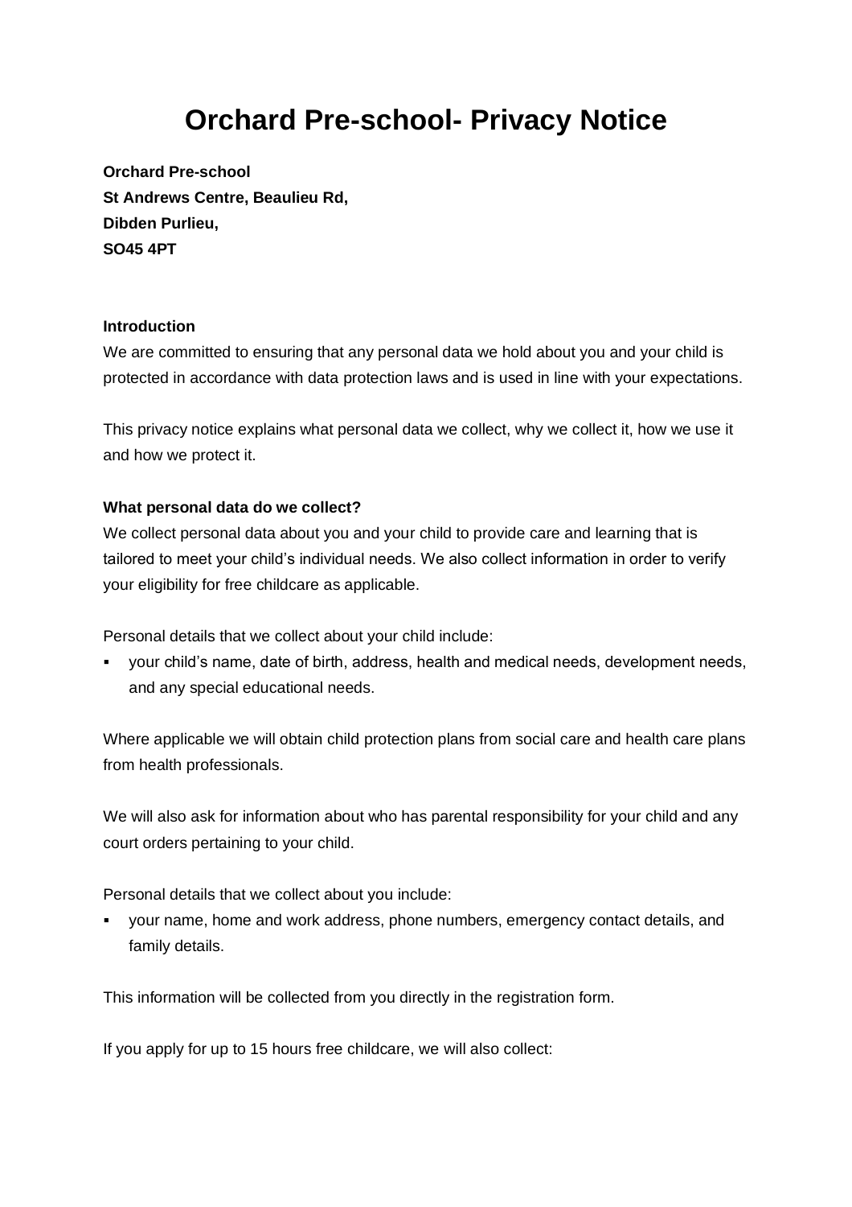# Orchard Pre-school- Privacy Notice

**Orchard Pre-school**
**St Andrews Centre, Beaulieu Rd,**
**Dibden Purlieu,**
**SO45 4PT**

**Introduction**

We are committed to ensuring that any personal data we hold about you and your child is protected in accordance with data protection laws and is used in line with your expectations.

This privacy notice explains what personal data we collect, why we collect it, how we use it and how we protect it.

**What personal data do we collect?**

We collect personal data about you and your child to provide care and learning that is tailored to meet your child's individual needs. We also collect information in order to verify your eligibility for free childcare as applicable.

Personal details that we collect about your child include:

- your child's name, date of birth, address, health and medical needs, development needs, and any special educational needs.

Where applicable we will obtain child protection plans from social care and health care plans from health professionals.

We will also ask for information about who has parental responsibility for your child and any court orders pertaining to your child.

Personal details that we collect about you include:

- your name, home and work address, phone numbers, emergency contact details, and family details.

This information will be collected from you directly in the registration form.

If you apply for up to 15 hours free childcare, we will also collect: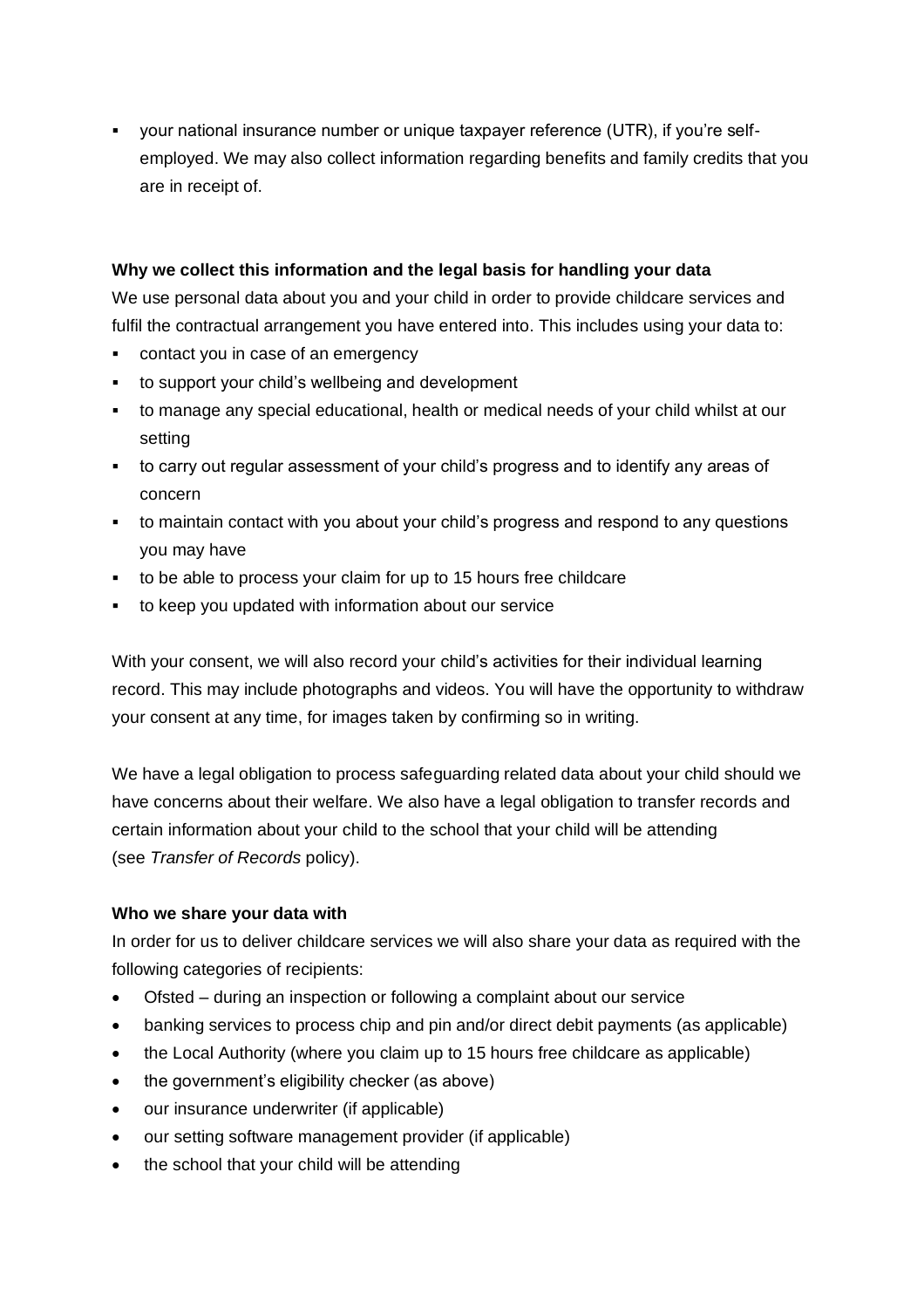- your national insurance number or unique taxpayer reference (UTR), if you're self-employed. We may also collect information regarding benefits and family credits that you are in receipt of.

**Why we collect this information and the legal basis for handling your data**

We use personal data about you and your child in order to provide childcare services and fulfil the contractual arrangement you have entered into. This includes using your data to:

- contact you in case of an emergency
- to support your child's wellbeing and development
- to manage any special educational, health or medical needs of your child whilst at our setting
- to carry out regular assessment of your child's progress and to identify any areas of concern
- to maintain contact with you about your child's progress and respond to any questions you may have
- to be able to process your claim for up to 15 hours free childcare
- to keep you updated with information about our service

With your consent, we will also record your child's activities for their individual learning record. This may include photographs and videos. You will have the opportunity to withdraw your consent at any time, for images taken by confirming so in writing.

We have a legal obligation to process safeguarding related data about your child should we have concerns about their welfare. We also have a legal obligation to transfer records and certain information about your child to the school that your child will be attending (see *Transfer of Records* policy).

**Who we share your data with**

In order for us to deliver childcare services we will also share your data as required with the following categories of recipients:

- Ofsted – during an inspection or following a complaint about our service
- banking services to process chip and pin and/or direct debit payments (as applicable)
- the Local Authority (where you claim up to 15 hours free childcare as applicable)
- the government's eligibility checker (as above)
- our insurance underwriter (if applicable)
- our setting software management provider (if applicable)
- the school that your child will be attending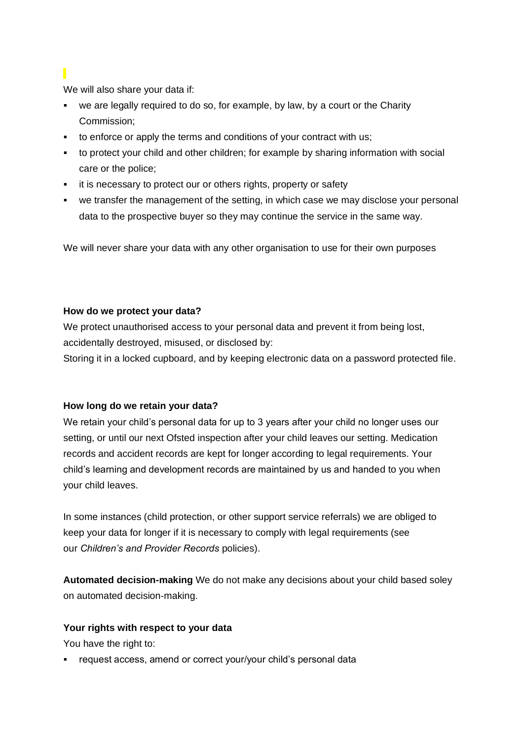We will also share your data if:

- we are legally required to do so, for example, by law, by a court or the Charity Commission;
- to enforce or apply the terms and conditions of your contract with us;
- to protect your child and other children; for example by sharing information with social care or the police;
- it is necessary to protect our or others rights, property or safety
- we transfer the management of the setting, in which case we may disclose your personal data to the prospective buyer so they may continue the service in the same way.

We will never share your data with any other organisation to use for their own purposes

**How do we protect your data?**

We protect unauthorised access to your personal data and prevent it from being lost, accidentally destroyed, misused, or disclosed by:

Storing it in a locked cupboard, and by keeping electronic data on a password protected file.

**How long do we retain your data?**

We retain your child's personal data for up to 3 years after your child no longer uses our setting, or until our next Ofsted inspection after your child leaves our setting. Medication records and accident records are kept for longer according to legal requirements. Your child's learning and development records are maintained by us and handed to you when your child leaves.

In some instances (child protection, or other support service referrals) we are obliged to keep your data for longer if it is necessary to comply with legal requirements (see our *Children's and Provider Records* policies).

**Automated decision-making** We do not make any decisions about your child based soley on automated decision-making.

**Your rights with respect to your data**

You have the right to:

- request access, amend or correct your/your child's personal data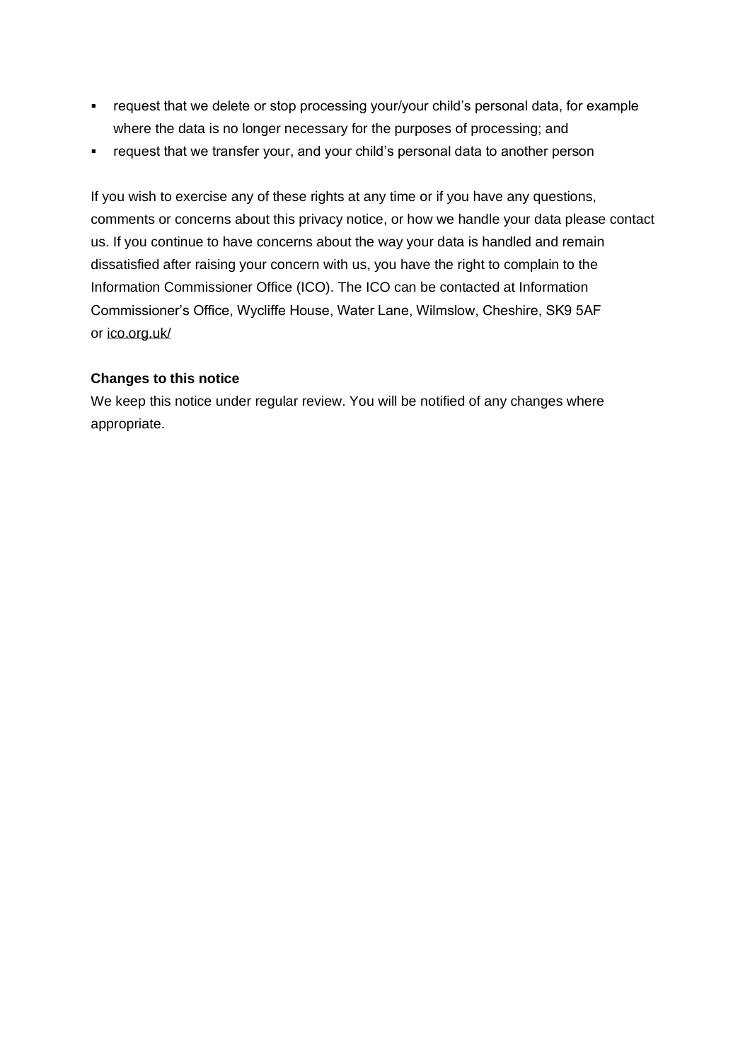- request that we delete or stop processing your/your child's personal data, for example where the data is no longer necessary for the purposes of processing; and
- request that we transfer your, and your child's personal data to another person

If you wish to exercise any of these rights at any time or if you have any questions, comments or concerns about this privacy notice, or how we handle your data please contact us. If you continue to have concerns about the way your data is handled and remain dissatisfied after raising your concern with us, you have the right to complain to the Information Commissioner Office (ICO). The ICO can be contacted at Information Commissioner's Office, Wycliffe House, Water Lane, Wilmslow, Cheshire, SK9 5AF or ico.org.uk/

**Changes to this notice**

We keep this notice under regular review. You will be notified of any changes where appropriate.